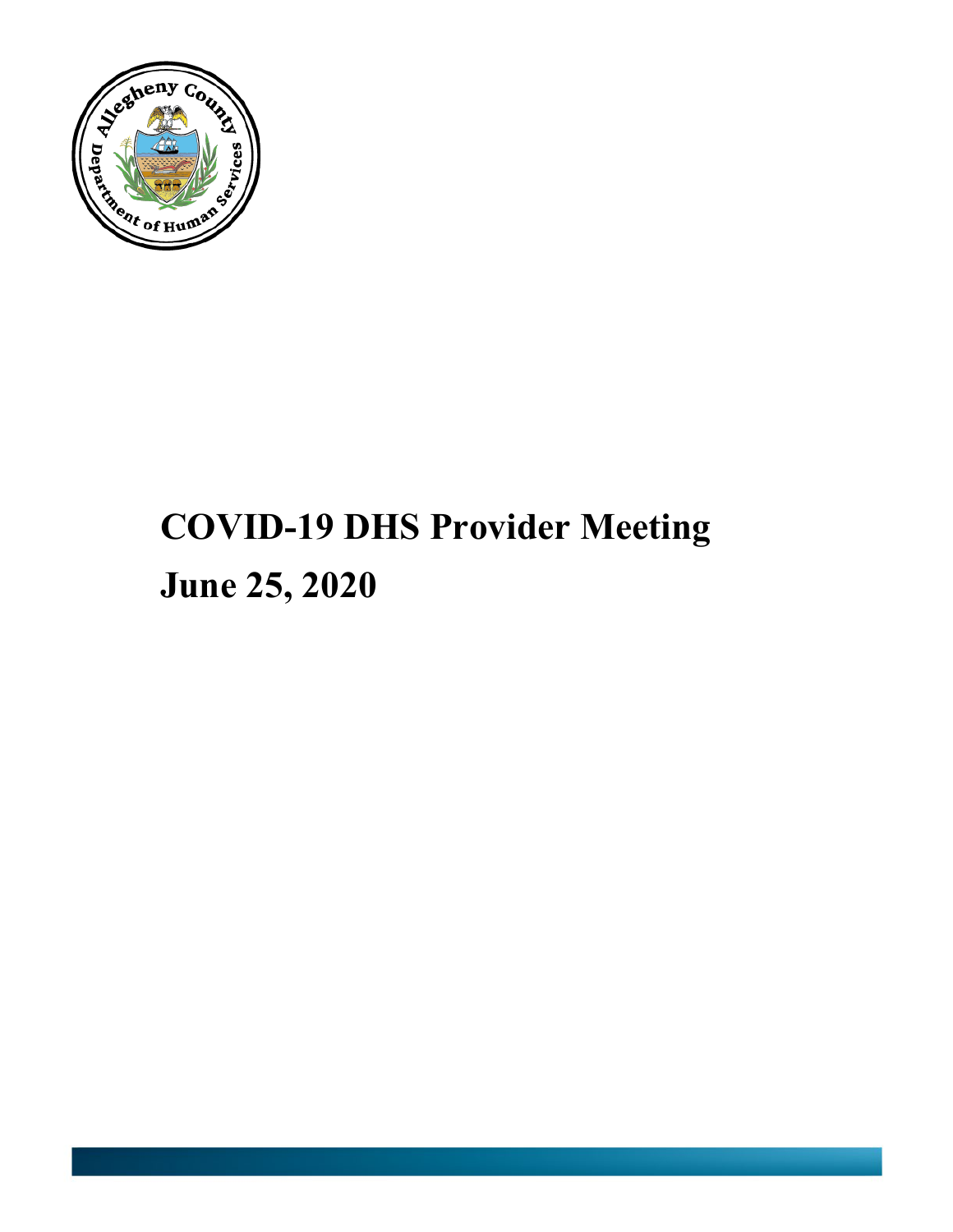# COVID-19 DHS Provider Meeting

# June 25, 2020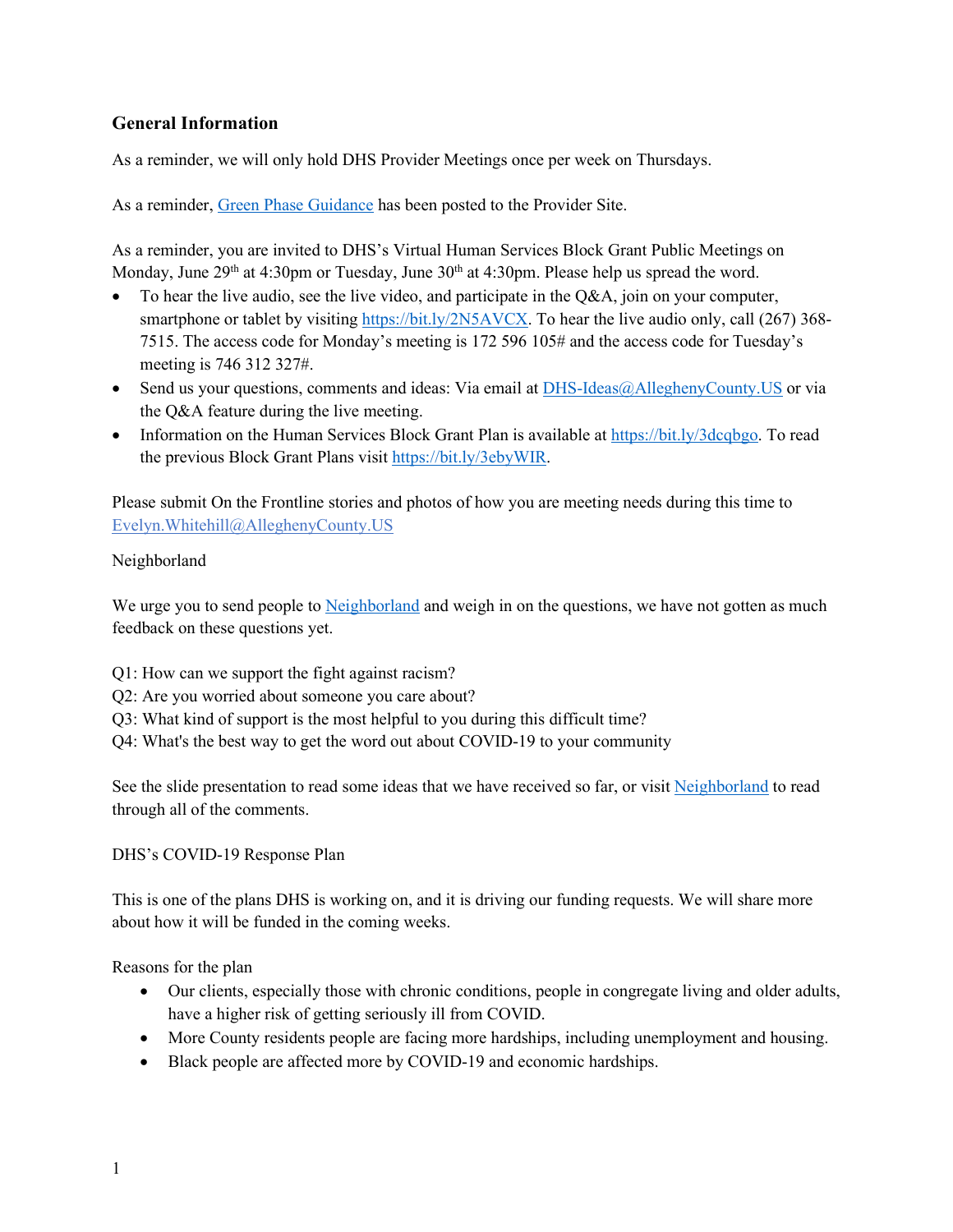## General Information

As a reminder, we will only hold DHS Provider Meetings once per week on Thursdays.

As a reminder, Green Phase Guidance has been posted to the Provider Site.

As a reminder, you are invited to DHS's Virtual Human Services Block Grant Public Meetings on Monday, June 29th at 4:30pm or Tuesday, June 30th at 4:30pm. Please help us spread the word.

- To hear the live audio, see the live video, and participate in the Q&A, join on your computer, smartphone or tablet by visiting https://bit.ly/2N5AVCX. To hear the live audio only, call (267) 368-7515. The access code for Monday's meeting is 172 596 105# and the access code for Tuesday's meeting is 746 312 327#.
- Send us your questions, comments and ideas: Via email at DHS-Ideas@AlleghenyCounty.US or via the Q&A feature during the live meeting.
- Information on the Human Services Block Grant Plan is available at https://bit.ly/3dcqbgo. To read the previous Block Grant Plans visit https://bit.ly/3ebyWIR.

Please submit On the Frontline stories and photos of how you are meeting needs during this time to Evelyn.Whitehill@AlleghenyCounty.US

Neighborland

We urge you to send people to Neighborland and weigh in on the questions, we have not gotten as much feedback on these questions yet.

Q1: How can we support the fight against racism?
Q2: Are you worried about someone you care about?
Q3: What kind of support is the most helpful to you during this difficult time?
Q4: What's the best way to get the word out about COVID-19 to your community

See the slide presentation to read some ideas that we have received so far, or visit Neighborland to read through all of the comments.

DHS's COVID-19 Response Plan

This is one of the plans DHS is working on, and it is driving our funding requests. We will share more about how it will be funded in the coming weeks.

Reasons for the plan

- Our clients, especially those with chronic conditions, people in congregate living and older adults, have a higher risk of getting seriously ill from COVID.
- More County residents people are facing more hardships, including unemployment and housing.
- Black people are affected more by COVID-19 and economic hardships.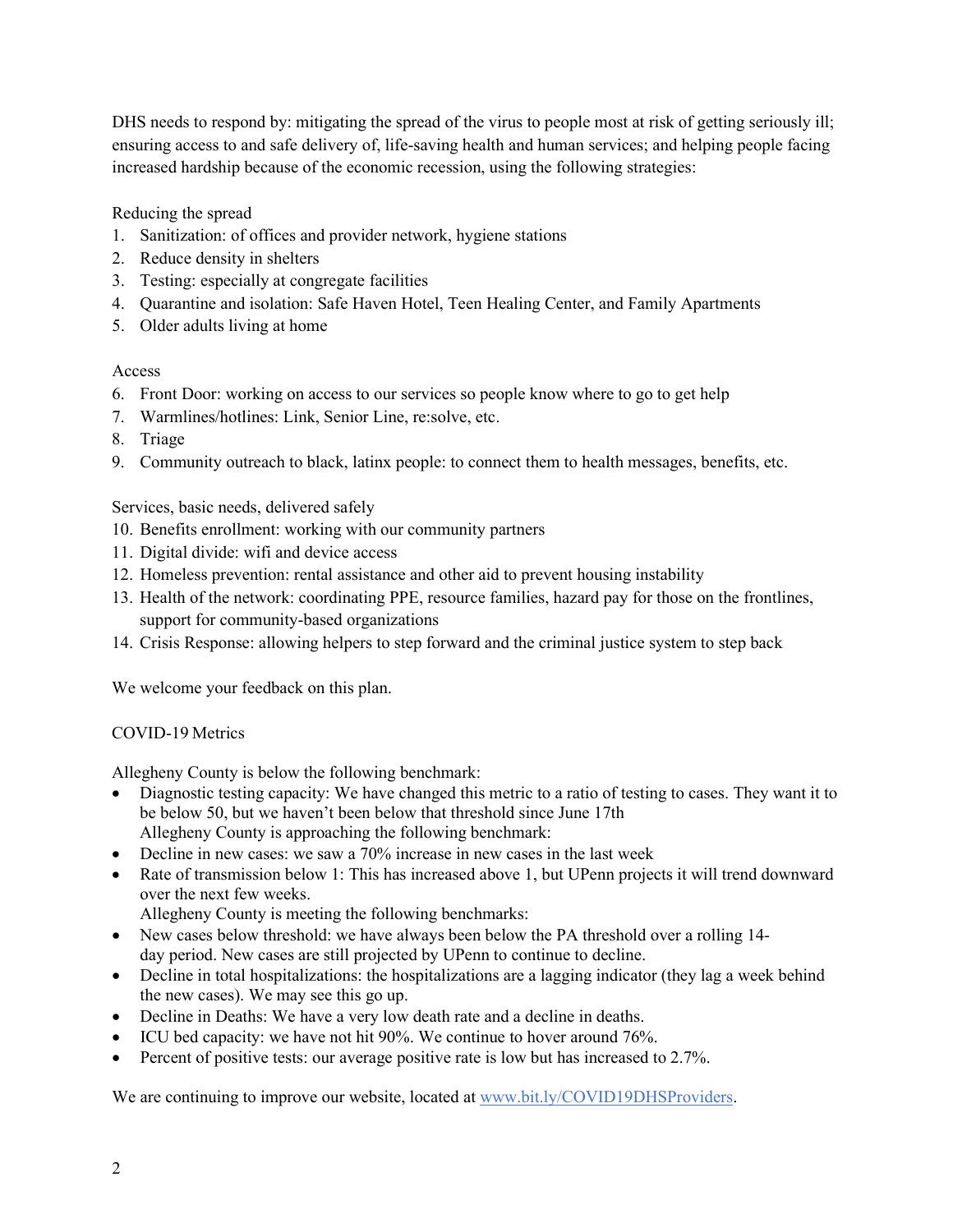DHS needs to respond by: mitigating the spread of the virus to people most at risk of getting seriously ill; ensuring access to and safe delivery of, life-saving health and human services; and helping people facing increased hardship because of the economic recession, using the following strategies:

Reducing the spread

1. Sanitization: of offices and provider network, hygiene stations
2. Reduce density in shelters
3. Testing: especially at congregate facilities
4. Quarantine and isolation: Safe Haven Hotel, Teen Healing Center, and Family Apartments
5. Older adults living at home

Access

6. Front Door: working on access to our services so people know where to go to get help
7. Warmlines/hotlines: Link, Senior Line, re:solve, etc.
8. Triage
9. Community outreach to black, latinx people: to connect them to health messages, benefits, etc.

Services, basic needs, delivered safely

10. Benefits enrollment: working with our community partners
11. Digital divide: wifi and device access
12. Homeless prevention: rental assistance and other aid to prevent housing instability
13. Health of the network: coordinating PPE, resource families, hazard pay for those on the frontlines, support for community-based organizations
14. Crisis Response: allowing helpers to step forward and the criminal justice system to step back

We welcome your feedback on this plan.

COVID-19 Metrics

Allegheny County is below the following benchmark:

- Diagnostic testing capacity: We have changed this metric to a ratio of testing to cases. They want it to be below 50, but we haven't been below that threshold since June 17th
  Allegheny County is approaching the following benchmark:
- Decline in new cases: we saw a 70% increase in new cases in the last week
- Rate of transmission below 1: This has increased above 1, but UPenn projects it will trend downward over the next few weeks.
  Allegheny County is meeting the following benchmarks:
- New cases below threshold: we have always been below the PA threshold over a rolling 14-day period. New cases are still projected by UPenn to continue to decline.
- Decline in total hospitalizations: the hospitalizations are a lagging indicator (they lag a week behind the new cases). We may see this go up.
- Decline in Deaths: We have a very low death rate and a decline in deaths.
- ICU bed capacity: we have not hit 90%. We continue to hover around 76%.
- Percent of positive tests: our average positive rate is low but has increased to 2.7%.

We are continuing to improve our website, located at [www.bit.ly/COVID19DHSProviders](www.bit.ly/COVID19DHSProviders).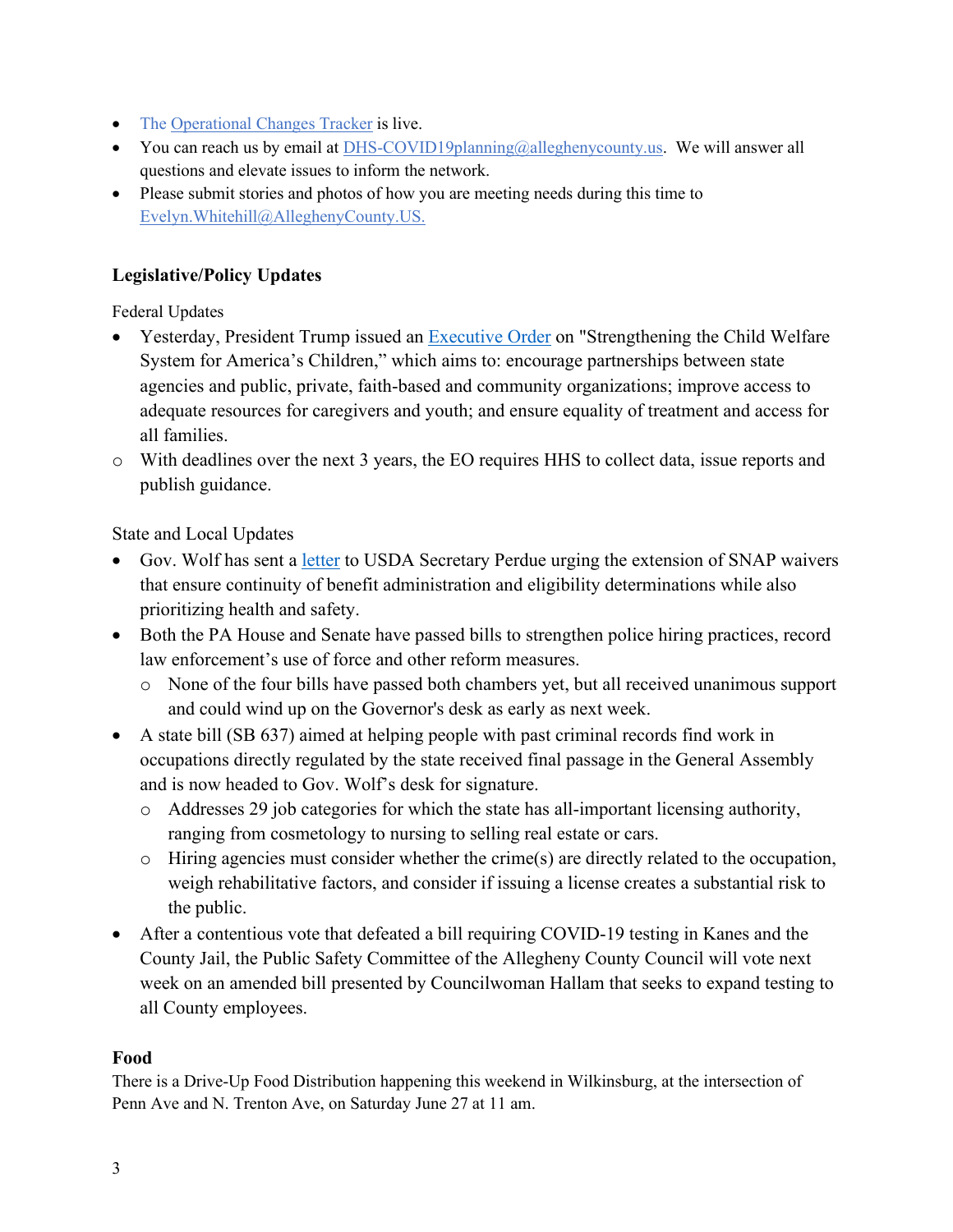- The Operational Changes Tracker is live.
- You can reach us by email at DHS-COVID19planning@alleghenycounty.us. We will answer all questions and elevate issues to inform the network.
- Please submit stories and photos of how you are meeting needs during this time to Evelyn.Whitehill@AlleghenyCounty.US.

**Legislative/Policy Updates**

Federal Updates

- Yesterday, President Trump issued an Executive Order on "Strengthening the Child Welfare System for America's Children," which aims to: encourage partnerships between state agencies and public, private, faith-based and community organizations; improve access to adequate resources for caregivers and youth; and ensure equality of treatment and access for all families.
  - With deadlines over the next 3 years, the EO requires HHS to collect data, issue reports and publish guidance.

State and Local Updates

- Gov. Wolf has sent a letter to USDA Secretary Perdue urging the extension of SNAP waivers that ensure continuity of benefit administration and eligibility determinations while also prioritizing health and safety.
- Both the PA House and Senate have passed bills to strengthen police hiring practices, record law enforcement's use of force and other reform measures.
  - None of the four bills have passed both chambers yet, but all received unanimous support and could wind up on the Governor's desk as early as next week.
- A state bill (SB 637) aimed at helping people with past criminal records find work in occupations directly regulated by the state received final passage in the General Assembly and is now headed to Gov. Wolf's desk for signature.
  - Addresses 29 job categories for which the state has all-important licensing authority, ranging from cosmetology to nursing to selling real estate or cars.
  - Hiring agencies must consider whether the crime(s) are directly related to the occupation, weigh rehabilitative factors, and consider if issuing a license creates a substantial risk to the public.
- After a contentious vote that defeated a bill requiring COVID-19 testing in Kanes and the County Jail, the Public Safety Committee of the Allegheny County Council will vote next week on an amended bill presented by Councilwoman Hallam that seeks to expand testing to all County employees.

**Food**

There is a Drive-Up Food Distribution happening this weekend in Wilkinsburg, at the intersection of Penn Ave and N. Trenton Ave, on Saturday June 27 at 11 am.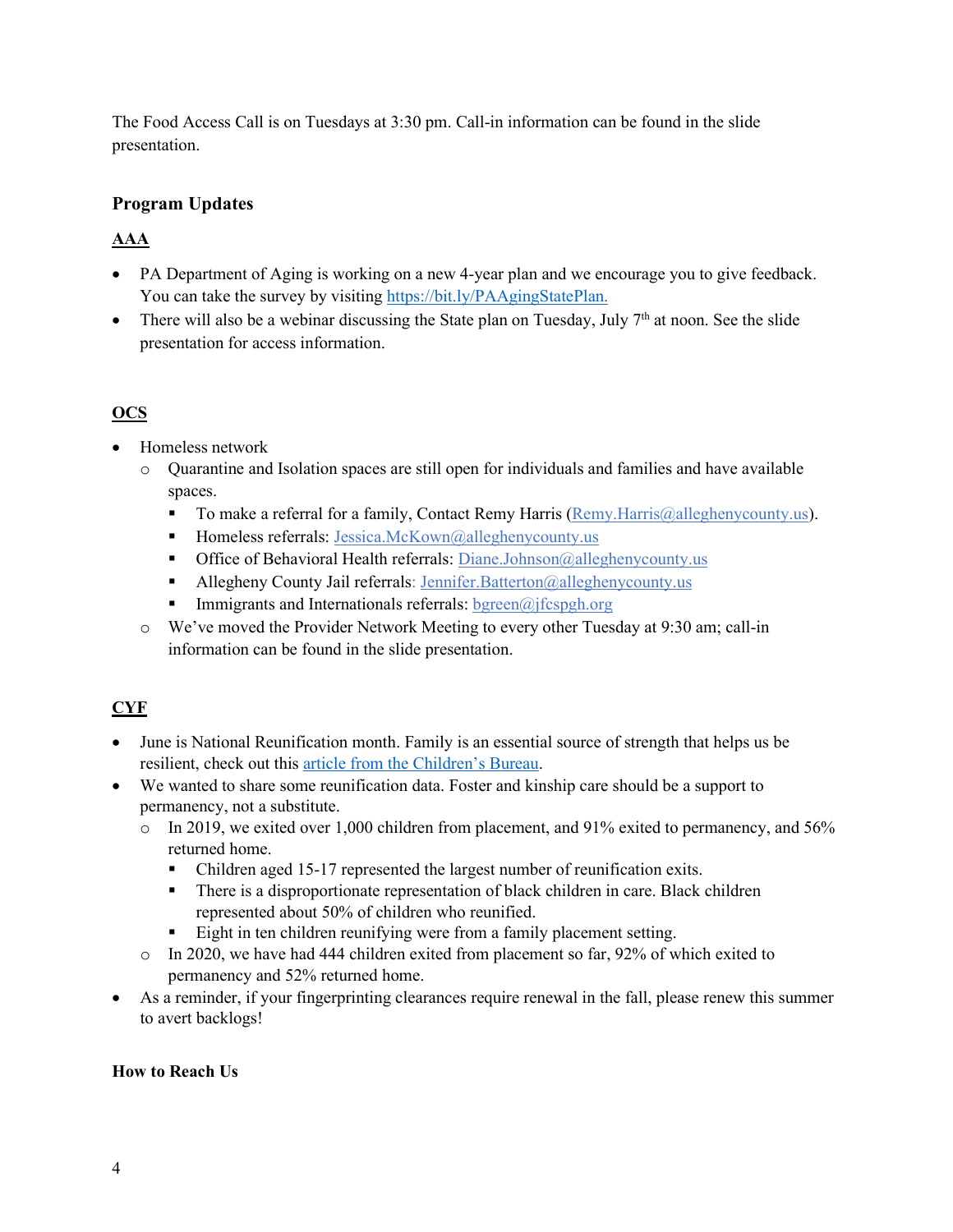The Food Access Call is on Tuesdays at 3:30 pm. Call-in information can be found in the slide presentation.

### Program Updates

#### AAA

- PA Department of Aging is working on a new 4-year plan and we encourage you to give feedback. You can take the survey by visiting https://bit.ly/PAAgingStatePlan.
- There will also be a webinar discussing the State plan on Tuesday, July 7th at noon. See the slide presentation for access information.

#### OCS

- Homeless network
  - Quarantine and Isolation spaces are still open for individuals and families and have available spaces.
    - To make a referral for a family, Contact Remy Harris (Remy.Harris@alleghenycounty.us).
    - Homeless referrals: Jessica.McKown@alleghenycounty.us
    - Office of Behavioral Health referrals: Diane.Johnson@alleghenycounty.us
    - Allegheny County Jail referrals: Jennifer.Batterton@alleghenycounty.us
    - Immigrants and Internationals referrals: bgreen@jfcspgh.org
  - We've moved the Provider Network Meeting to every other Tuesday at 9:30 am; call-in information can be found in the slide presentation.

#### CYF

- June is National Reunification month. Family is an essential source of strength that helps us be resilient, check out this article from the Children's Bureau.
- We wanted to share some reunification data. Foster and kinship care should be a support to permanency, not a substitute.
  - In 2019, we exited over 1,000 children from placement, and 91% exited to permanency, and 56% returned home.
    - Children aged 15-17 represented the largest number of reunification exits.
    - There is a disproportionate representation of black children in care. Black children represented about 50% of children who reunified.
    - Eight in ten children reunifying were from a family placement setting.
  - In 2020, we have had 444 children exited from placement so far, 92% of which exited to permanency and 52% returned home.
- As a reminder, if your fingerprinting clearances require renewal in the fall, please renew this summer to avert backlogs!

### How to Reach Us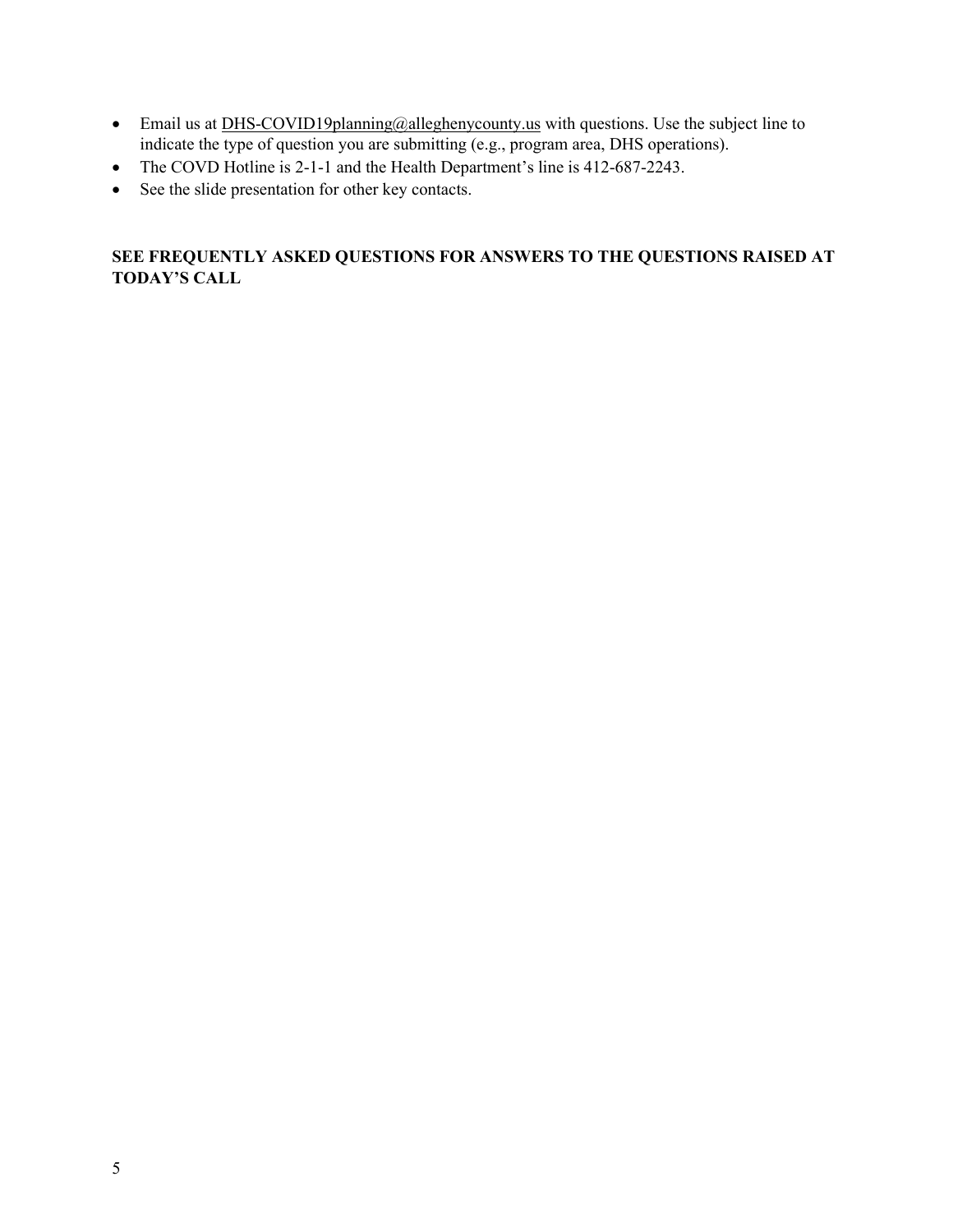- Email us at DHS-COVID19planning@alleghenycounty.us with questions. Use the subject line to indicate the type of question you are submitting (e.g., program area, DHS operations).
- The COVD Hotline is 2-1-1 and the Health Department's line is 412-687-2243.
- See the slide presentation for other key contacts.

**SEE FREQUENTLY ASKED QUESTIONS FOR ANSWERS TO THE QUESTIONS RAISED AT TODAY'S CALL**